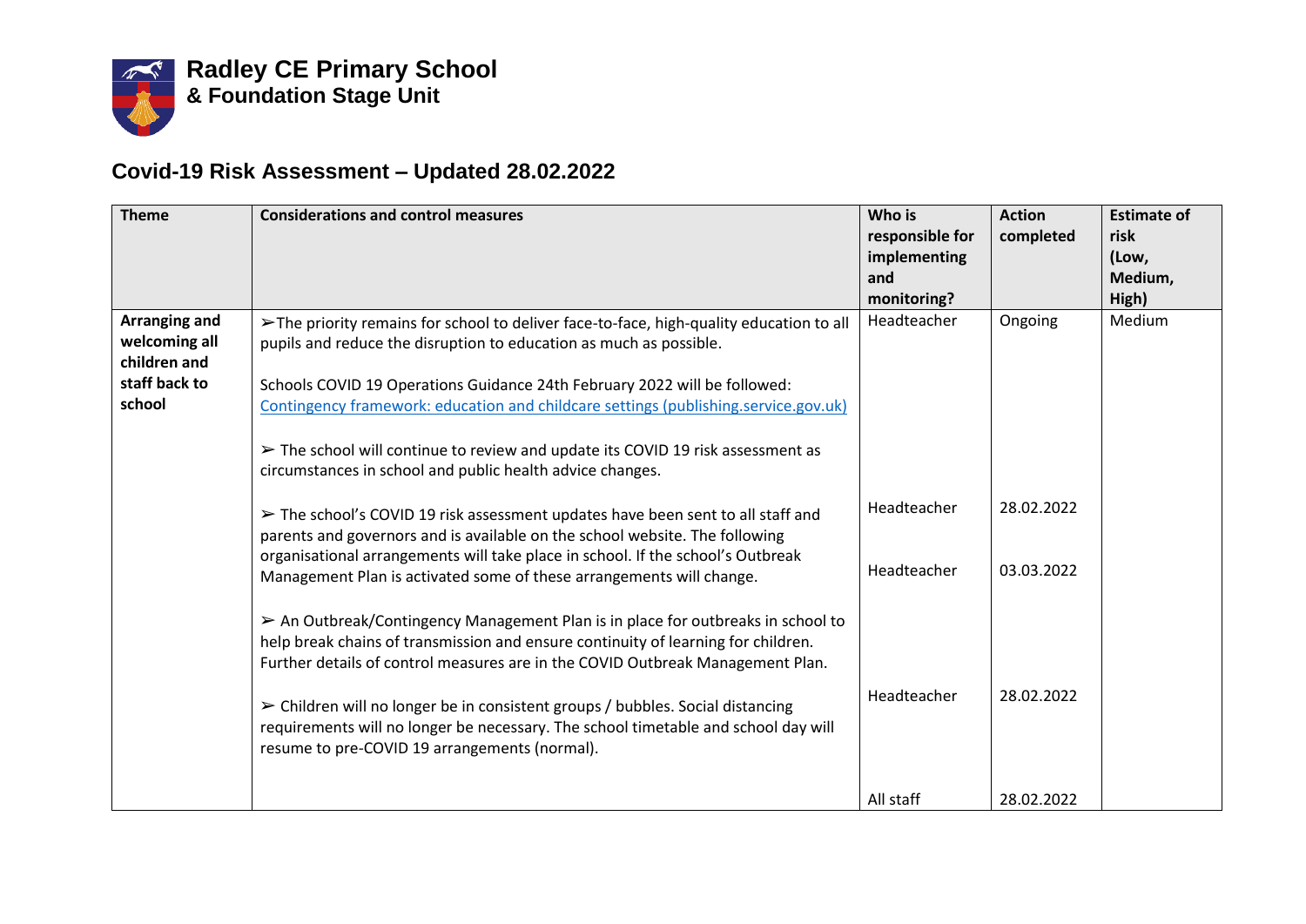# Radley CE Primary School
## & Foundation Stage Unit

## Covid-19 Risk Assessment – Updated 28.02.2022

| Theme | Considerations and control measures | Who is responsible for implementing and monitoring? | Action completed | Estimate of risk (Low, Medium, High) |
|---|---|---|---|---|
| **Arranging and welcoming all children and staff back to school** | ➢The priority remains for school to deliver face-to-face, high-quality education to all pupils and reduce the disruption to education as much as possible.<br><br>Schools COVID 19 Operations Guidance 24th February 2022 will be followed: [Contingency framework: education and childcare settings (publishing.service.gov.uk)](Contingency framework: education and childcare settings (publishing.service.gov.uk))<br><br>➢ The school will continue to review and update its COVID 19 risk assessment as circumstances in school and public health advice changes. | Headteacher | Ongoing | Medium |
| | ➢ The school's COVID 19 risk assessment updates have been sent to all staff and parents and governors and is available on the school website. The following organisational arrangements will take place in school. If the school's Outbreak Management Plan is activated some of these arrangements will change. | Headteacher<br><br>Headteacher | 28.02.2022<br><br>03.03.2022 | |
| | ➢ An Outbreak/Contingency Management Plan is in place for outbreaks in school to help break chains of transmission and ensure continuity of learning for children. Further details of control measures are in the COVID Outbreak Management Plan. | | | |
| | ➢ Children will no longer be in consistent groups / bubbles. Social distancing requirements will no longer be necessary. The school timetable and school day will resume to pre-COVID 19 arrangements (normal). | Headteacher<br><br>All staff | 28.02.2022<br><br>28.02.2022 | |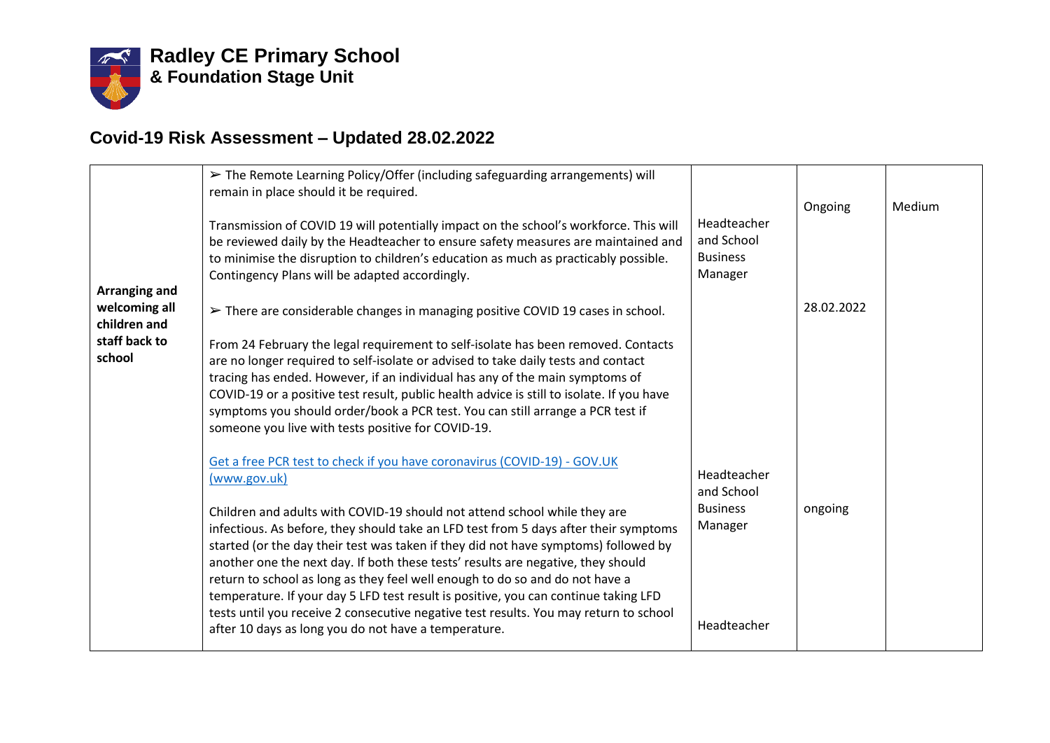# Radley CE Primary School
## & Foundation Stage Unit

## Covid-19 Risk Assessment – Updated 28.02.2022

| | | | | |
|---|---|---|---|---|
| **Arranging and welcoming all children and staff back to school** | ➢ The Remote Learning Policy/Offer (including safeguarding arrangements) will remain in place should it be required.<br><br>Transmission of COVID 19 will potentially impact on the school's workforce. This will be reviewed daily by the Headteacher to ensure safety measures are maintained and to minimise the disruption to children's education as much as practicably possible. Contingency Plans will be adapted accordingly.<br><br>➢ There are considerable changes in managing positive COVID 19 cases in school.<br><br>From 24 February the legal requirement to self-isolate has been removed. Contacts are no longer required to self-isolate or advised to take daily tests and contact tracing has ended. However, if an individual has any of the main symptoms of COVID-19 or a positive test result, public health advice is still to isolate. If you have symptoms you should order/book a PCR test. You can still arrange a PCR test if someone you live with tests positive for COVID-19.<br><br>[Get a free PCR test to check if you have coronavirus (COVID-19) - GOV.UK (www.gov.uk)](https://www.gov.uk)<br><br>Children and adults with COVID-19 should not attend school while they are infectious. As before, they should take an LFD test from 5 days after their symptoms started (or the day their test was taken if they did not have symptoms) followed by another one the next day. If both these tests' results are negative, they should return to school as long as they feel well enough to do so and do not have a temperature. If your day 5 LFD test result is positive, you can continue taking LFD tests until you receive 2 consecutive negative test results. You may return to school after 10 days as long you do not have a temperature. | Headteacher and School Business Manager<br><br>Headteacher and School Business Manager<br><br>Headteacher | Ongoing<br><br>28.02.2022<br><br>ongoing | Medium |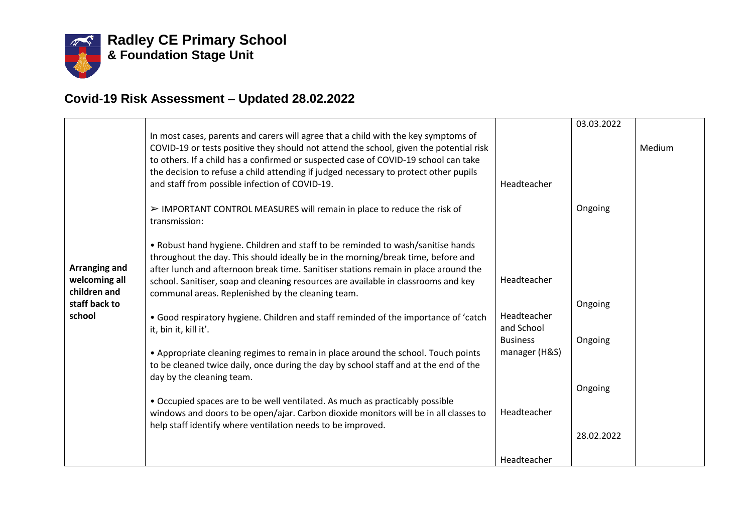# Radley CE Primary School
## & Foundation Stage Unit

## Covid-19 Risk Assessment – Updated 28.02.2022

| | | | | |
|---|---|---|---|---|
| **Arranging and welcoming all children and staff back to school** | In most cases, parents and carers will agree that a child with the key symptoms of COVID-19 or tests positive they should not attend the school, given the potential risk to others. If a child has a confirmed or suspected case of COVID-19 school can take the decision to refuse a child attending if judged necessary to protect other pupils and staff from possible infection of COVID-19.<br><br>➢ IMPORTANT CONTROL MEASURES will remain in place to reduce the risk of transmission:<br><br>• Robust hand hygiene. Children and staff to be reminded to wash/sanitise hands throughout the day. This should ideally be in the morning/break time, before and after lunch and afternoon break time. Sanitiser stations remain in place around the school. Sanitiser, soap and cleaning resources are available in classrooms and key communal areas. Replenished by the cleaning team.<br><br>• Good respiratory hygiene. Children and staff reminded of the importance of 'catch it, bin it, kill it'.<br><br>• Appropriate cleaning regimes to remain in place around the school. Touch points to be cleaned twice daily, once during the day by school staff and at the end of the day by the cleaning team.<br><br>• Occupied spaces are to be well ventilated. As much as practicably possible windows and doors to be open/ajar. Carbon dioxide monitors will be in all classes to help staff identify where ventilation needs to be improved. | Headteacher<br><br>Headteacher<br><br>Headteacher and School Business manager (H&S)<br><br>Headteacher<br><br>Headteacher | 03.03.2022<br><br>Ongoing<br><br>Ongoing<br><br>Ongoing<br><br>Ongoing<br><br>28.02.2022 | Medium |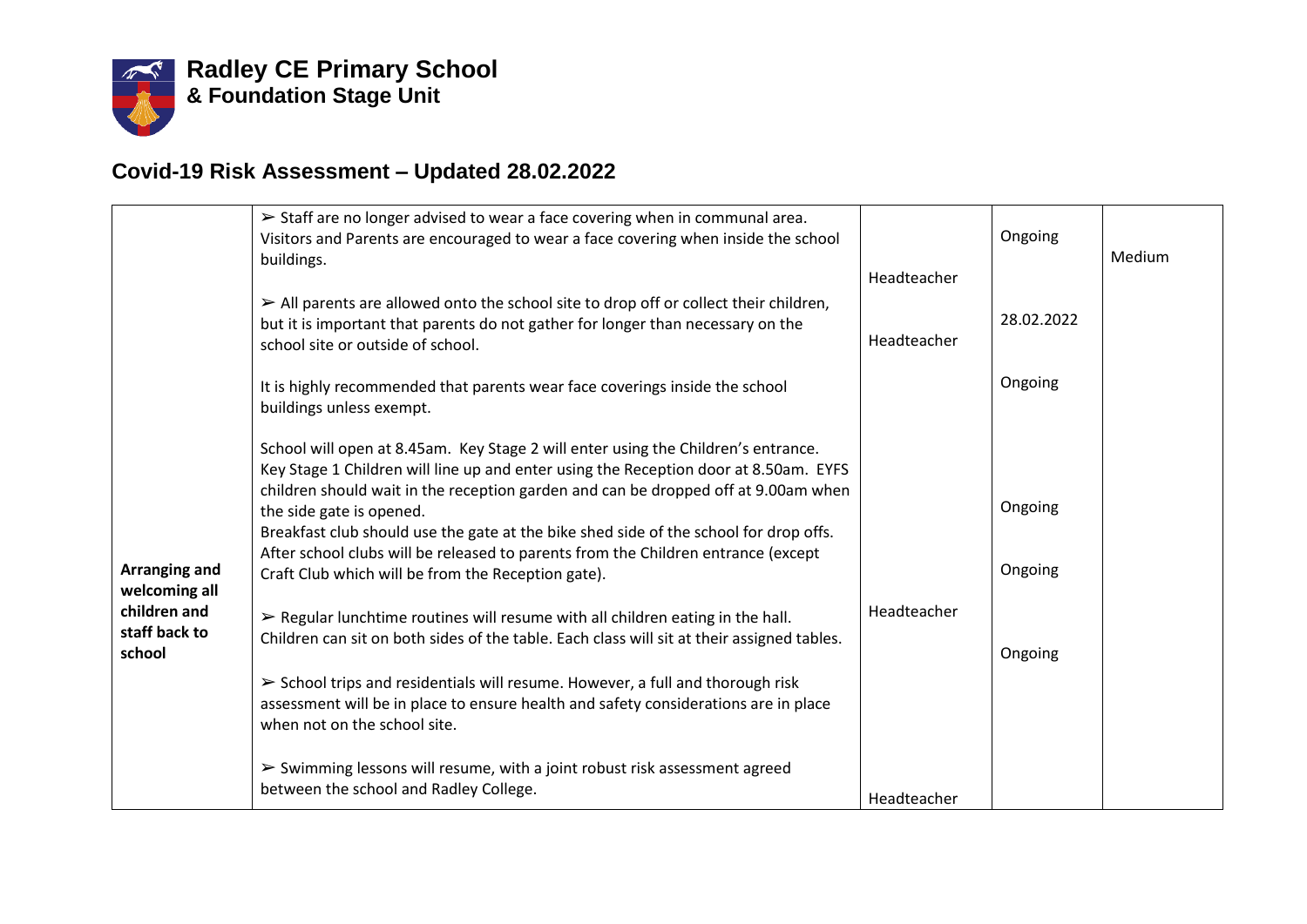# Radley CE Primary School
## & Foundation Stage Unit

## Covid-19 Risk Assessment – Updated 28.02.2022

| | | | | |
|---|---|---|---|---|
| **Arranging and welcoming all children and staff back to school** | ➢ Staff are no longer advised to wear a face covering when in communal area. Visitors and Parents are encouraged to wear a face covering when inside the school buildings.<br><br>➢ All parents are allowed onto the school site to drop off or collect their children, but it is important that parents do not gather for longer than necessary on the school site or outside of school.<br><br>It is highly recommended that parents wear face coverings inside the school buildings unless exempt.<br><br>School will open at 8.45am. Key Stage 2 will enter using the Children's entrance. Key Stage 1 Children will line up and enter using the Reception door at 8.50am. EYFS children should wait in the reception garden and can be dropped off at 9.00am when the side gate is opened.<br>Breakfast club should use the gate at the bike shed side of the school for drop offs.<br>After school clubs will be released to parents from the Children entrance (except Craft Club which will be from the Reception gate).<br><br>➢ Regular lunchtime routines will resume with all children eating in the hall. Children can sit on both sides of the table. Each class will sit at their assigned tables.<br><br>➢ School trips and residentials will resume. However, a full and thorough risk assessment will be in place to ensure health and safety considerations are in place when not on the school site.<br><br>➢ Swimming lessons will resume, with a joint robust risk assessment agreed between the school and Radley College. | Headteacher<br><br>Headteacher<br><br>Headteacher<br><br>Headteacher | Ongoing<br><br>28.02.2022<br><br>Ongoing<br><br>Ongoing<br><br>Ongoing<br><br>Ongoing | Medium |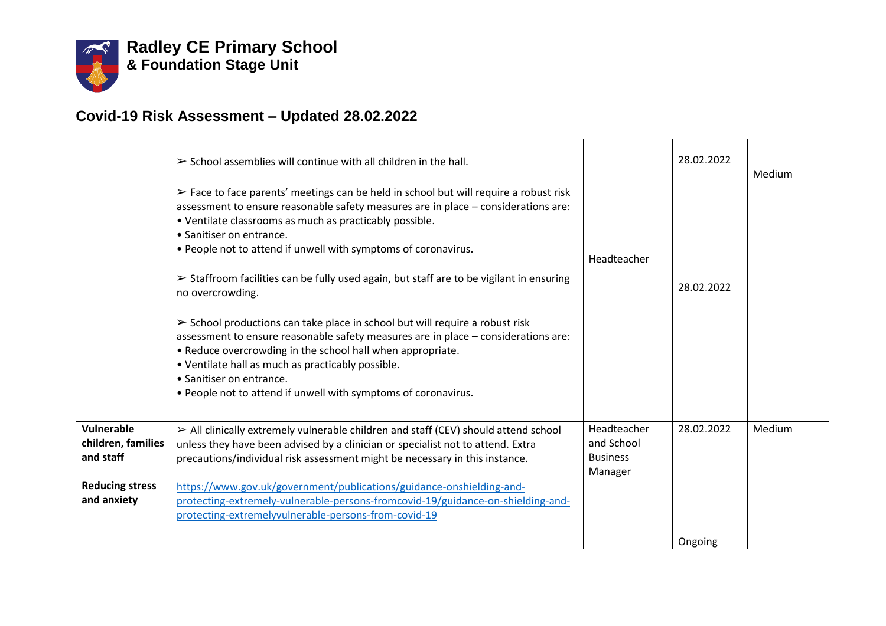# Radley CE Primary School
## & Foundation Stage Unit

## Covid-19 Risk Assessment – Updated 28.02.2022

| | | | | |
|---|---|---|---|---|
| | ➢ School assemblies will continue with all children in the hall.<br><br>➢ Face to face parents' meetings can be held in school but will require a robust risk assessment to ensure reasonable safety measures are in place – considerations are:<br>• Ventilate classrooms as much as practicably possible.<br>• Sanitiser on entrance.<br>• People not to attend if unwell with symptoms of coronavirus.<br><br>➢ Staffroom facilities can be fully used again, but staff are to be vigilant in ensuring no overcrowding.<br><br>➢ School productions can take place in school but will require a robust risk assessment to ensure reasonable safety measures are in place – considerations are:<br>• Reduce overcrowding in the school hall when appropriate.<br>• Ventilate hall as much as practicably possible.<br>• Sanitiser on entrance.<br>• People not to attend if unwell with symptoms of coronavirus. | Headteacher | 28.02.2022<br><br>28.02.2022 | Medium |
| **Vulnerable children, families and staff**<br><br>**Reducing stress and anxiety** | ➢ All clinically extremely vulnerable children and staff (CEV) should attend school unless they have been advised by a clinician or specialist not to attend. Extra precautions/individual risk assessment might be necessary in this instance.<br><br>[https://www.gov.uk/government/publications/guidance-onshielding-and-protecting-extremely-vulnerable-persons-fromcovid-19/guidance-on-shielding-and-protecting-extremelyvulnerable-persons-from-covid-19](https://www.gov.uk/government/publications/guidance-onshielding-and-protecting-extremely-vulnerable-persons-fromcovid-19/guidance-on-shielding-and-protecting-extremelyvulnerable-persons-from-covid-19) | Headteacher and School Business Manager | 28.02.2022<br><br>Ongoing | Medium |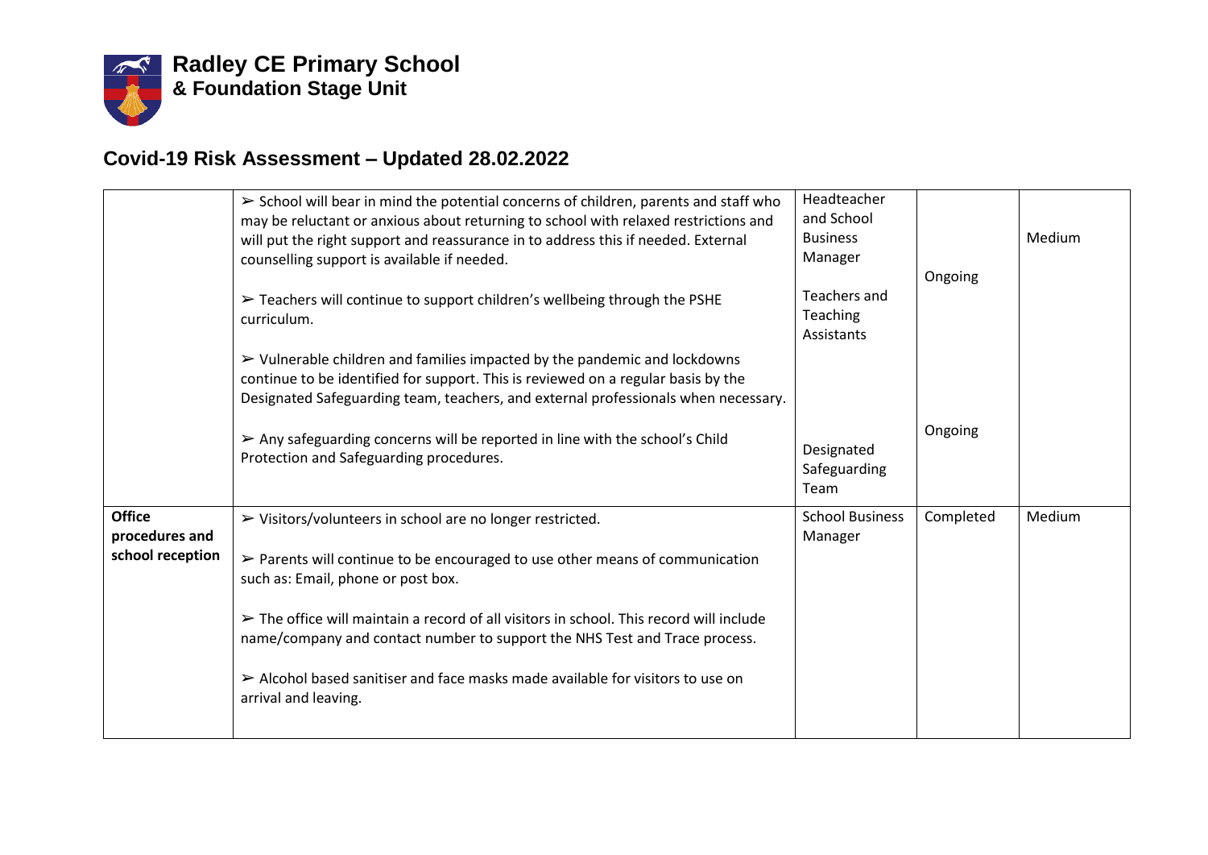**Radley CE Primary School**
**& Foundation Stage Unit**

## Covid-19 Risk Assessment – Updated 28.02.2022

| | | | | |
|---|---|---|---|---|
| | ➢ School will bear in mind the potential concerns of children, parents and staff who may be reluctant or anxious about returning to school with relaxed restrictions and will put the right support and reassurance in to address this if needed. External counselling support is available if needed.<br><br>➢ Teachers will continue to support children's wellbeing through the PSHE curriculum.<br><br>➢ Vulnerable children and families impacted by the pandemic and lockdowns continue to be identified for support. This is reviewed on a regular basis by the Designated Safeguarding team, teachers, and external professionals when necessary.<br><br>➢ Any safeguarding concerns will be reported in line with the school's Child Protection and Safeguarding procedures. | Headteacher and School Business Manager<br><br>Teachers and Teaching Assistants<br><br>Designated Safeguarding Team | Ongoing<br><br>Ongoing | Medium |
| **Office procedures and school reception** | ➢ Visitors/volunteers in school are no longer restricted.<br><br>➢ Parents will continue to be encouraged to use other means of communication such as: Email, phone or post box.<br><br>➢ The office will maintain a record of all visitors in school. This record will include name/company and contact number to support the NHS Test and Trace process.<br><br>➢ Alcohol based sanitiser and face masks made available for visitors to use on arrival and leaving. | School Business Manager | Completed | Medium |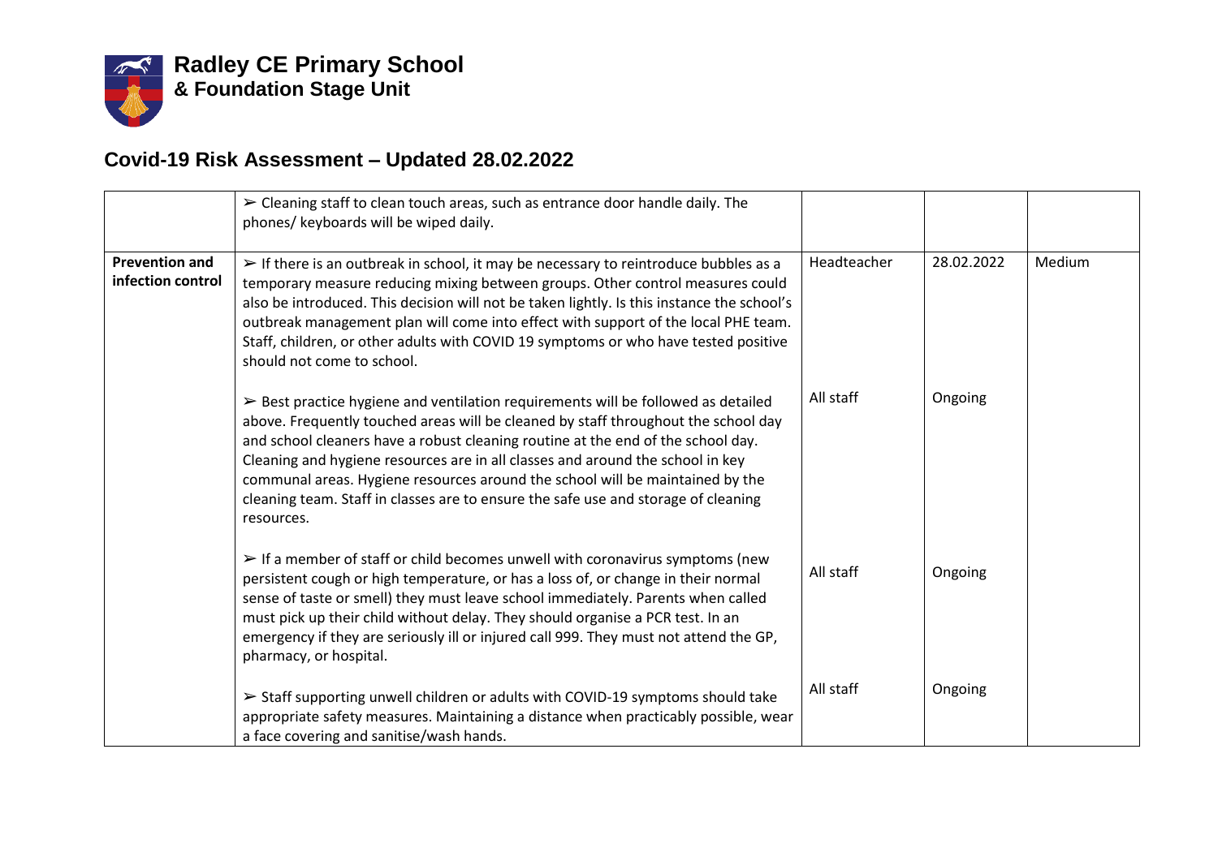# Radley CE Primary School
## & Foundation Stage Unit

## Covid-19 Risk Assessment – Updated 28.02.2022

| | | | | |
|---|---|---|---|---|
| | ➢ Cleaning staff to clean touch areas, such as entrance door handle daily. The phones/ keyboards will be wiped daily. | | | |
| **Prevention and infection control** | ➢ If there is an outbreak in school, it may be necessary to reintroduce bubbles as a temporary measure reducing mixing between groups. Other control measures could also be introduced. This decision will not be taken lightly. Is this instance the school's outbreak management plan will come into effect with support of the local PHE team. Staff, children, or other adults with COVID 19 symptoms or who have tested positive should not come to school. | Headteacher | 28.02.2022 | Medium |
| | ➢ Best practice hygiene and ventilation requirements will be followed as detailed above. Frequently touched areas will be cleaned by staff throughout the school day and school cleaners have a robust cleaning routine at the end of the school day. Cleaning and hygiene resources are in all classes and around the school in key communal areas. Hygiene resources around the school will be maintained by the cleaning team. Staff in classes are to ensure the safe use and storage of cleaning resources. | All staff | Ongoing | |
| | ➢ If a member of staff or child becomes unwell with coronavirus symptoms (new persistent cough or high temperature, or has a loss of, or change in their normal sense of taste or smell) they must leave school immediately. Parents when called must pick up their child without delay. They should organise a PCR test. In an emergency if they are seriously ill or injured call 999. They must not attend the GP, pharmacy, or hospital. | All staff | Ongoing | |
| | ➢ Staff supporting unwell children or adults with COVID-19 symptoms should take appropriate safety measures. Maintaining a distance when practicably possible, wear a face covering and sanitise/wash hands. | All staff | Ongoing | |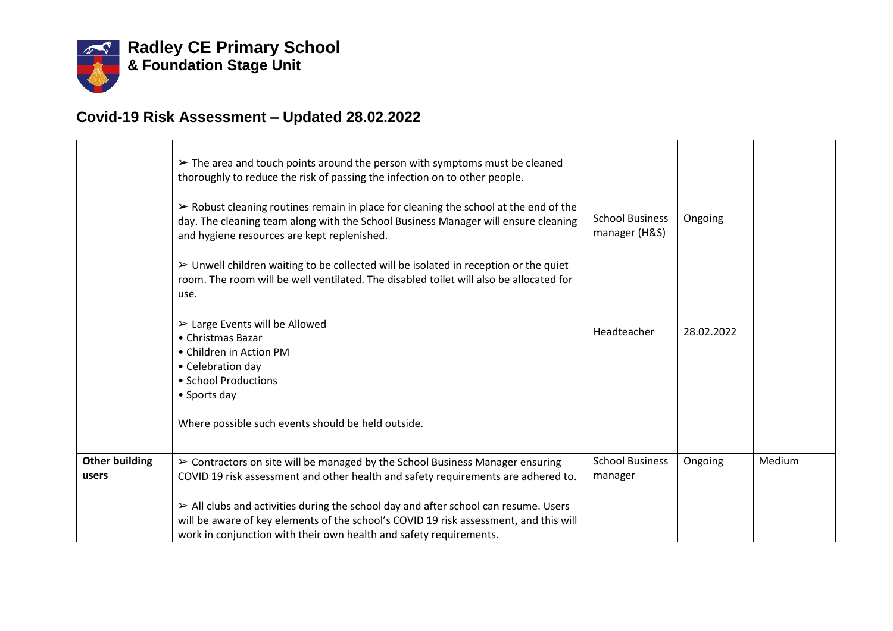**Radley CE Primary School**
**& Foundation Stage Unit**

## Covid-19 Risk Assessment – Updated 28.02.2022

| | | | | |
|---|---|---|---|---|
| | ➢ The area and touch points around the person with symptoms must be cleaned thoroughly to reduce the risk of passing the infection on to other people.<br><br>➢ Robust cleaning routines remain in place for cleaning the school at the end of the day. The cleaning team along with the School Business Manager will ensure cleaning and hygiene resources are kept replenished.<br><br>➢ Unwell children waiting to be collected will be isolated in reception or the quiet room. The room will be well ventilated. The disabled toilet will also be allocated for use. | School Business manager (H&S) | Ongoing | |
| | ➢ Large Events will be Allowed<br>• Christmas Bazar<br>• Children in Action PM<br>• Celebration day<br>• School Productions<br>• Sports day<br><br>Where possible such events should be held outside. | Headteacher | 28.02.2022 | |
| **Other building users** | ➢ Contractors on site will be managed by the School Business Manager ensuring COVID 19 risk assessment and other health and safety requirements are adhered to.<br><br>➢ All clubs and activities during the school day and after school can resume. Users will be aware of key elements of the school's COVID 19 risk assessment, and this will work in conjunction with their own health and safety requirements. | School Business manager | Ongoing | Medium |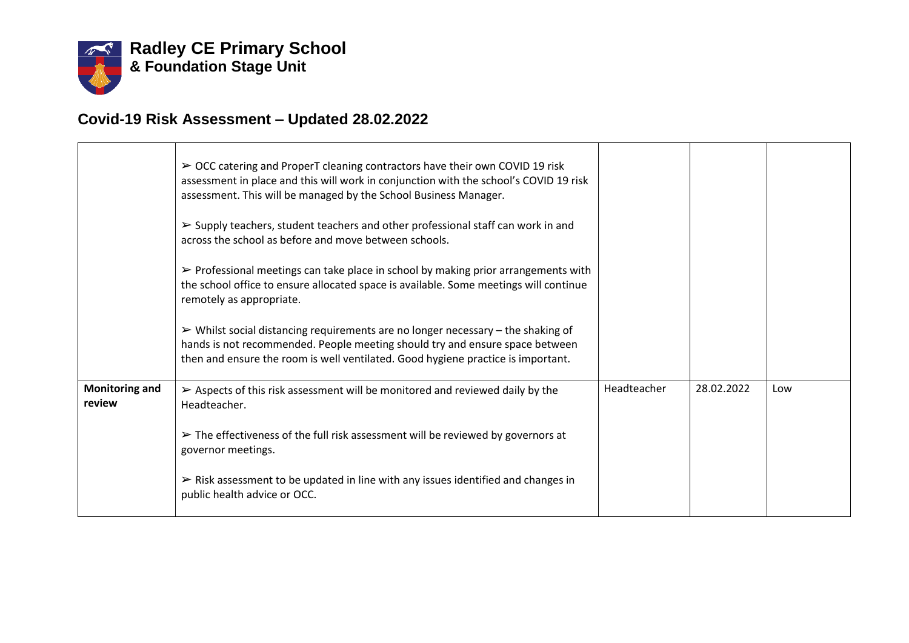**Radley CE Primary School**
**& Foundation Stage Unit**

## Covid-19 Risk Assessment – Updated 28.02.2022

| | | | | |
|---|---|---|---|---|
| | ➢ OCC catering and ProperT cleaning contractors have their own COVID 19 risk assessment in place and this will work in conjunction with the school's COVID 19 risk assessment. This will be managed by the School Business Manager.<br><br>➢ Supply teachers, student teachers and other professional staff can work in and across the school as before and move between schools.<br><br>➢ Professional meetings can take place in school by making prior arrangements with the school office to ensure allocated space is available. Some meetings will continue remotely as appropriate.<br><br>➢ Whilst social distancing requirements are no longer necessary – the shaking of hands is not recommended. People meeting should try and ensure space between then and ensure the room is well ventilated. Good hygiene practice is important. | | | |
| **Monitoring and review** | ➢ Aspects of this risk assessment will be monitored and reviewed daily by the Headteacher.<br><br>➢ The effectiveness of the full risk assessment will be reviewed by governors at governor meetings.<br><br>➢ Risk assessment to be updated in line with any issues identified and changes in public health advice or OCC. | Headteacher | 28.02.2022 | Low |